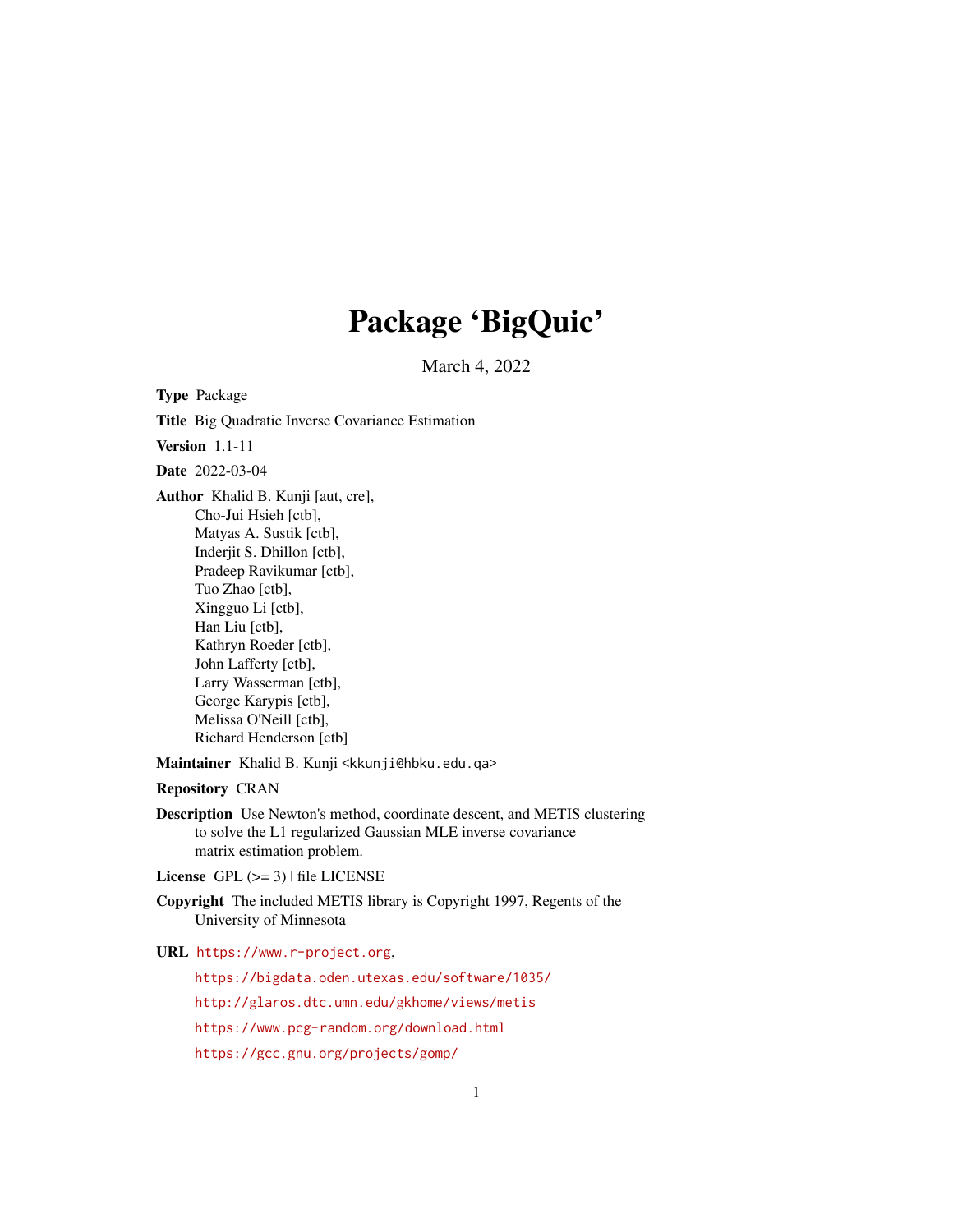# Package 'BigQuic'

March 4, 2022

**Type** Package

**Title** Big Quadratic Inverse Covariance Estimation

**Version** 1.1-11

**Date** 2022-03-04

**Author** Khalid B. Kunji [aut, cre],
Cho-Jui Hsieh [ctb],
Matyas A. Sustik [ctb],
Inderjit S. Dhillon [ctb],
Pradeep Ravikumar [ctb],
Tuo Zhao [ctb],
Xingguo Li [ctb],
Han Liu [ctb],
Kathryn Roeder [ctb],
John Lafferty [ctb],
Larry Wasserman [ctb],
George Karypis [ctb],
Melissa O'Neill [ctb],
Richard Henderson [ctb]

**Maintainer** Khalid B. Kunji <kkunji@hbku.edu.qa>

**Repository** CRAN

**Description** Use Newton's method, coordinate descent, and METIS clustering to solve the L1 regularized Gaussian MLE inverse covariance matrix estimation problem.

**License** GPL (>= 3) | file LICENSE

**Copyright** The included METIS library is Copyright 1997, Regents of the University of Minnesota

**URL** https://www.r-project.org,
https://bigdata.oden.utexas.edu/software/1035/
http://glaros.dtc.umn.edu/gkhome/views/metis
https://www.pcg-random.org/download.html
https://gcc.gnu.org/projects/gomp/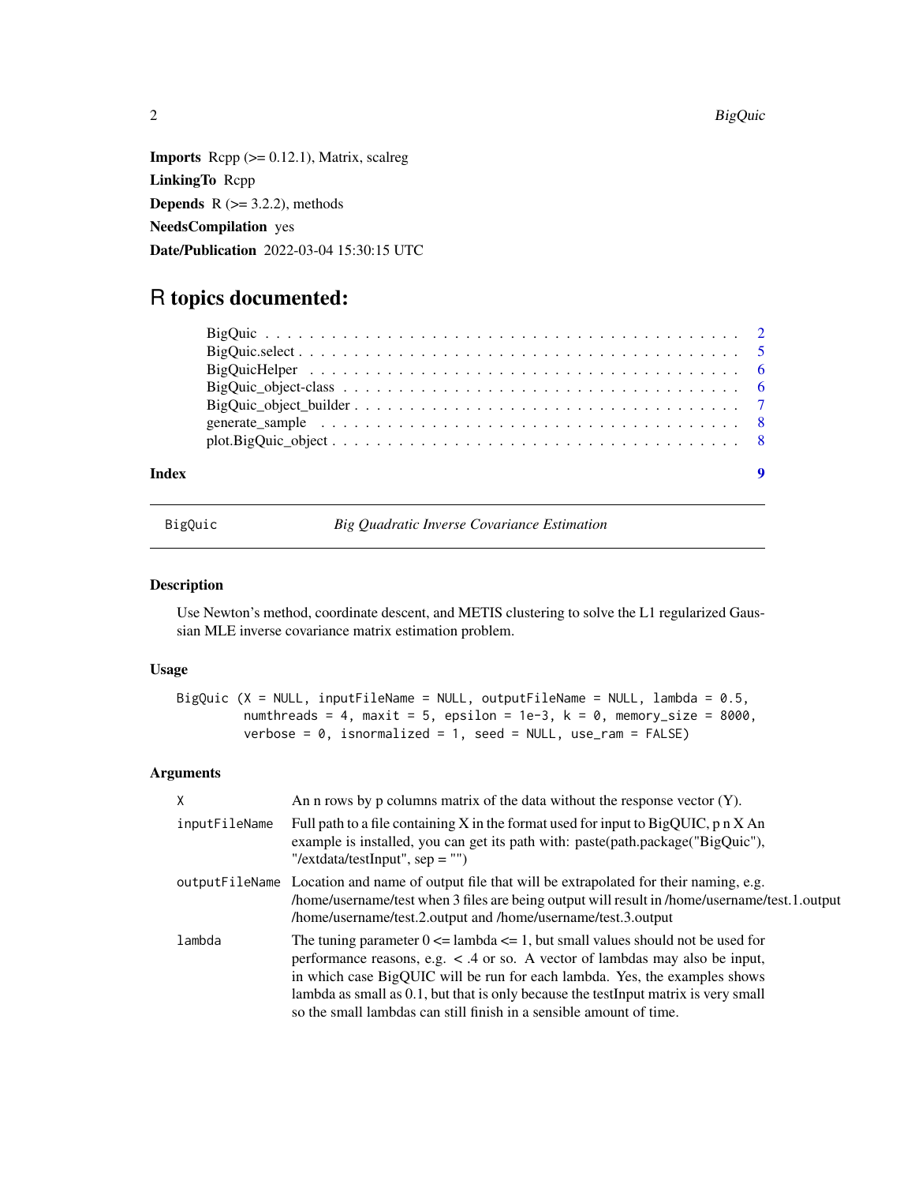**Imports** Rcpp (>= 0.12.1), Matrix, scalreg

**LinkingTo** Rcpp

**Depends** R (>= 3.2.2), methods

**NeedsCompilation** yes

**Date/Publication** 2022-03-04 15:30:15 UTC

# R topics documented:

- BigQuic . . . . . . . . . . . . . . . . . . . . . . . . . . . . . . . . . . . . . . . . . . 2
- BigQuic.select . . . . . . . . . . . . . . . . . . . . . . . . . . . . . . . . . . . . . . . 5
- BigQuicHelper . . . . . . . . . . . . . . . . . . . . . . . . . . . . . . . . . . . . . . . 6
- BigQuic_object-class . . . . . . . . . . . . . . . . . . . . . . . . . . . . . . . . . . . 6
- BigQuic_object_builder . . . . . . . . . . . . . . . . . . . . . . . . . . . . . . . . . . 7
- generate_sample . . . . . . . . . . . . . . . . . . . . . . . . . . . . . . . . . . . . . . 8
- plot.BigQuic_object . . . . . . . . . . . . . . . . . . . . . . . . . . . . . . . . . . . . 8

**Index** 9

---

## BigQuic — *Big Quadratic Inverse Covariance Estimation*

### Description

Use Newton's method, coordinate descent, and METIS clustering to solve the L1 regularized Gaussian MLE inverse covariance matrix estimation problem.

### Usage

```
BigQuic (X = NULL, inputFileName = NULL, outputFileName = NULL, lambda = 0.5,
        numthreads = 4, maxit = 5, epsilon = 1e-3, k = 0, memory_size = 8000,
        verbose = 0, isnormalized = 1, seed = NULL, use_ram = FALSE)
```

### Arguments

| Argument | Description |
|---|---|
| X | An n rows by p columns matrix of the data without the response vector (Y). |
| inputFileName | Full path to a file containing X in the format used for input to BigQUIC, p n X An example is installed, you can get its path with: paste(path.package("BigQuic"), "/extdata/testInput", sep = "") |
| outputFileName | Location and name of output file that will be extrapolated for their naming, e.g. /home/username/test when 3 files are being output will result in /home/username/test.1.output /home/username/test.2.output and /home/username/test.3.output |
| lambda | The tuning parameter 0 <= lambda <= 1, but small values should not be used for performance reasons, e.g. < .4 or so. A vector of lambdas may also be input, in which case BigQUIC will be run for each lambda. Yes, the examples shows lambda as small as 0.1, but that is only because the testInput matrix is very small so the small lambdas can still finish in a sensible amount of time. |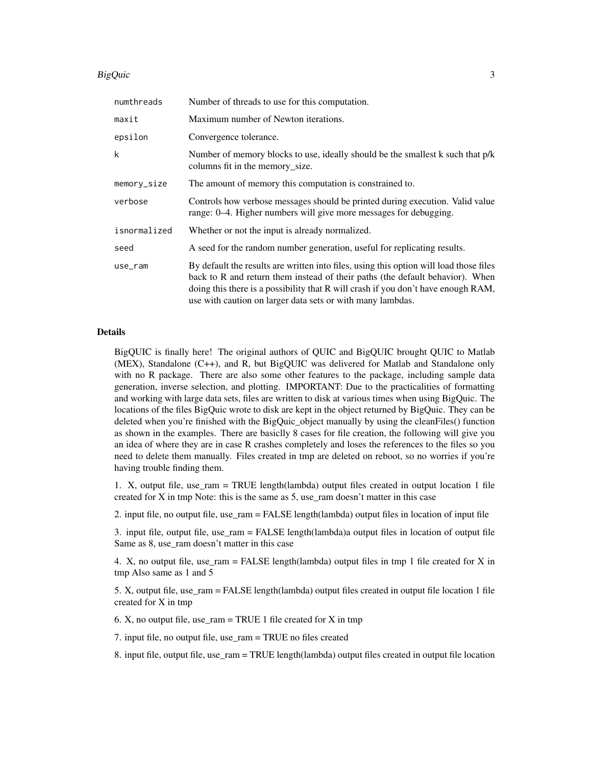| | |
|---|---|
| `numthreads` | Number of threads to use for this computation. |
| `maxit` | Maximum number of Newton iterations. |
| `epsilon` | Convergence tolerance. |
| `k` | Number of memory blocks to use, ideally should be the smallest k such that p/k columns fit in the memory_size. |
| `memory_size` | The amount of memory this computation is constrained to. |
| `verbose` | Controls how verbose messages should be printed during execution. Valid value range: 0–4. Higher numbers will give more messages for debugging. |
| `isnormalized` | Whether or not the input is already normalized. |
| `seed` | A seed for the random number generation, useful for replicating results. |
| `use_ram` | By default the results are written into files, using this option will load those files back to R and return them instead of their paths (the default behavior). When doing this there is a possibility that R will crash if you don't have enough RAM, use with caution on larger data sets or with many lambdas. |

### Details

BigQUIC is finally here! The original authors of QUIC and BigQUIC brought QUIC to Matlab (MEX), Standalone (C++), and R, but BigQUIC was delivered for Matlab and Standalone only with no R package. There are also some other features to the package, including sample data generation, inverse selection, and plotting. IMPORTANT: Due to the practicalities of formatting and working with large data sets, files are written to disk at various times when using BigQuic. The locations of the files BigQuic wrote to disk are kept in the object returned by BigQuic. They can be deleted when you're finished with the BigQuic_object manually by using the cleanFiles() function as shown in the examples. There are basiclly 8 cases for file creation, the following will give you an idea of where they are in case R crashes completely and loses the references to the files so you need to delete them manually. Files created in tmp are deleted on reboot, so no worries if you're having trouble finding them.

1. X, output file, use_ram = TRUE length(lambda) output files created in output location 1 file created for X in tmp Note: this is the same as 5, use_ram doesn't matter in this case

2. input file, no output file, use_ram = FALSE length(lambda) output files in location of input file

3. input file, output file, use_ram = FALSE length(lambda)a output files in location of output file Same as 8, use_ram doesn't matter in this case

4. X, no output file, use_ram = FALSE length(lambda) output files in tmp 1 file created for X in tmp Also same as 1 and 5

5. X, output file, use_ram = FALSE length(lambda) output files created in output file location 1 file created for X in tmp

6. X, no output file, use_ram = TRUE 1 file created for X in tmp

7. input file, no output file, use_ram = TRUE no files created

8. input file, output file, use_ram = TRUE length(lambda) output files created in output file location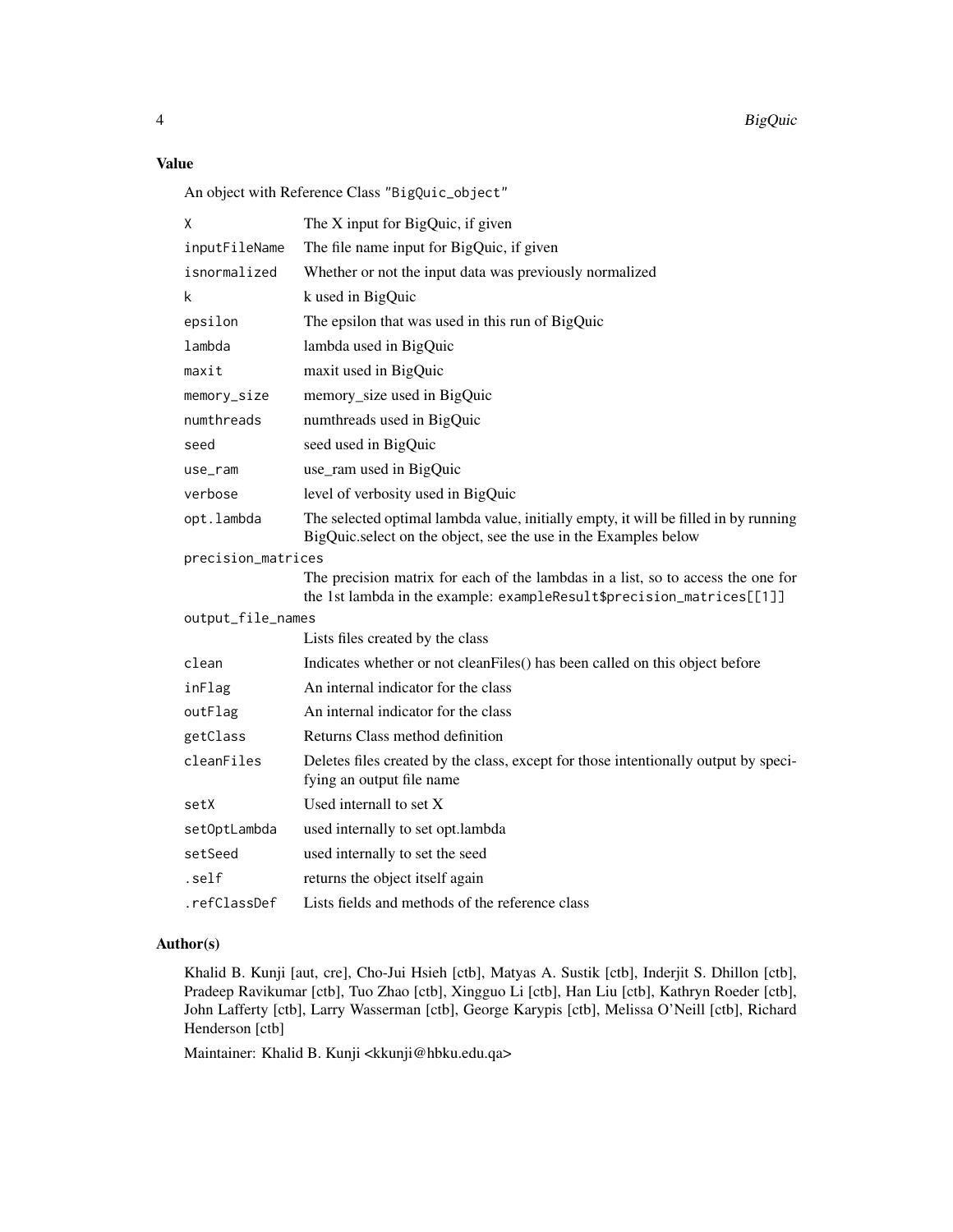## Value

An object with Reference Class "BigQuic_object"

| | |
|---|---|
| `X` | The X input for BigQuic, if given |
| `inputFileName` | The file name input for BigQuic, if given |
| `isnormalized` | Whether or not the input data was previously normalized |
| `k` | k used in BigQuic |
| `epsilon` | The epsilon that was used in this run of BigQuic |
| `lambda` | lambda used in BigQuic |
| `maxit` | maxit used in BigQuic |
| `memory_size` | memory_size used in BigQuic |
| `numthreads` | numthreads used in BigQuic |
| `seed` | seed used in BigQuic |
| `use_ram` | use_ram used in BigQuic |
| `verbose` | level of verbosity used in BigQuic |
| `opt.lambda` | The selected optimal lambda value, initially empty, it will be filled in by running BigQuic.select on the object, see the use in the Examples below |
| `precision_matrices` | The precision matrix for each of the lambdas in a list, so to access the one for the 1st lambda in the example: `exampleResult$precision_matrices[[1]]` |
| `output_file_names` | Lists files created by the class |
| `clean` | Indicates whether or not cleanFiles() has been called on this object before |
| `inFlag` | An internal indicator for the class |
| `outFlag` | An internal indicator for the class |
| `getClass` | Returns Class method definition |
| `cleanFiles` | Deletes files created by the class, except for those intentionally output by specifying an output file name |
| `setX` | Used internall to set X |
| `setOptLambda` | used internally to set opt.lambda |
| `setSeed` | used internally to set the seed |
| `.self` | returns the object itself again |
| `.refClassDef` | Lists fields and methods of the reference class |

## Author(s)

Khalid B. Kunji [aut, cre], Cho-Jui Hsieh [ctb], Matyas A. Sustik [ctb], Inderjit S. Dhillon [ctb], Pradeep Ravikumar [ctb], Tuo Zhao [ctb], Xingguo Li [ctb], Han Liu [ctb], Kathryn Roeder [ctb], John Lafferty [ctb], Larry Wasserman [ctb], George Karypis [ctb], Melissa O'Neill [ctb], Richard Henderson [ctb]

Maintainer: Khalid B. Kunji <kkunji@hbku.edu.qa>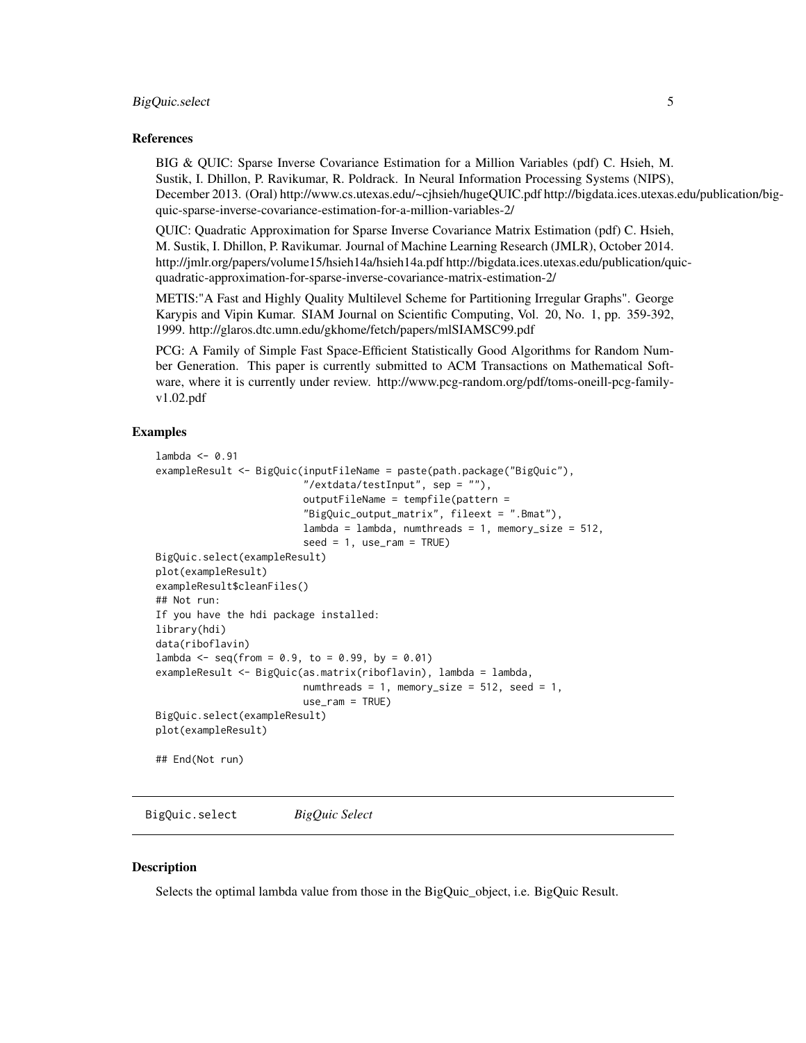### References

BIG & QUIC: Sparse Inverse Covariance Estimation for a Million Variables (pdf) C. Hsieh, M. Sustik, I. Dhillon, P. Ravikumar, R. Poldrack. In Neural Information Processing Systems (NIPS), December 2013. (Oral) http://www.cs.utexas.edu/~cjhsieh/hugeQUIC.pdf http://bigdata.ices.utexas.edu/publication/big-quic-sparse-inverse-covariance-estimation-for-a-million-variables-2/

QUIC: Quadratic Approximation for Sparse Inverse Covariance Matrix Estimation (pdf) C. Hsieh, M. Sustik, I. Dhillon, P. Ravikumar. Journal of Machine Learning Research (JMLR), October 2014. http://jmlr.org/papers/volume15/hsieh14a/hsieh14a.pdf http://bigdata.ices.utexas.edu/publication/quic-quadratic-approximation-for-sparse-inverse-covariance-matrix-estimation-2/

METIS:"A Fast and Highly Quality Multilevel Scheme for Partitioning Irregular Graphs". George Karypis and Vipin Kumar. SIAM Journal on Scientific Computing, Vol. 20, No. 1, pp. 359-392, 1999. http://glaros.dtc.umn.edu/gkhome/fetch/papers/mlSIAMSC99.pdf

PCG: A Family of Simple Fast Space-Efficient Statistically Good Algorithms for Random Number Generation. This paper is currently submitted to ACM Transactions on Mathematical Software, where it is currently under review. http://www.pcg-random.org/pdf/toms-oneill-pcg-family-v1.02.pdf

### Examples

```
lambda <- 0.91
exampleResult <- BigQuic(inputFileName = paste(path.package("BigQuic"),
                          "/extdata/testInput", sep = ""),
                          outputFileName = tempfile(pattern =
                          "BigQuic_output_matrix", fileext = ".Bmat"),
                          lambda = lambda, numthreads = 1, memory_size = 512,
                          seed = 1, use_ram = TRUE)
BigQuic.select(exampleResult)
plot(exampleResult)
exampleResult$cleanFiles()
## Not run:
If you have the hdi package installed:
library(hdi)
data(riboflavin)
lambda <- seq(from = 0.9, to = 0.99, by = 0.01)
exampleResult <- BigQuic(as.matrix(riboflavin), lambda = lambda,
                          numthreads = 1, memory_size = 512, seed = 1,
                          use_ram = TRUE)
BigQuic.select(exampleResult)
plot(exampleResult)

## End(Not run)
```

## BigQuic.select *BigQuic Select*

### Description

Selects the optimal lambda value from those in the BigQuic_object, i.e. BigQuic Result.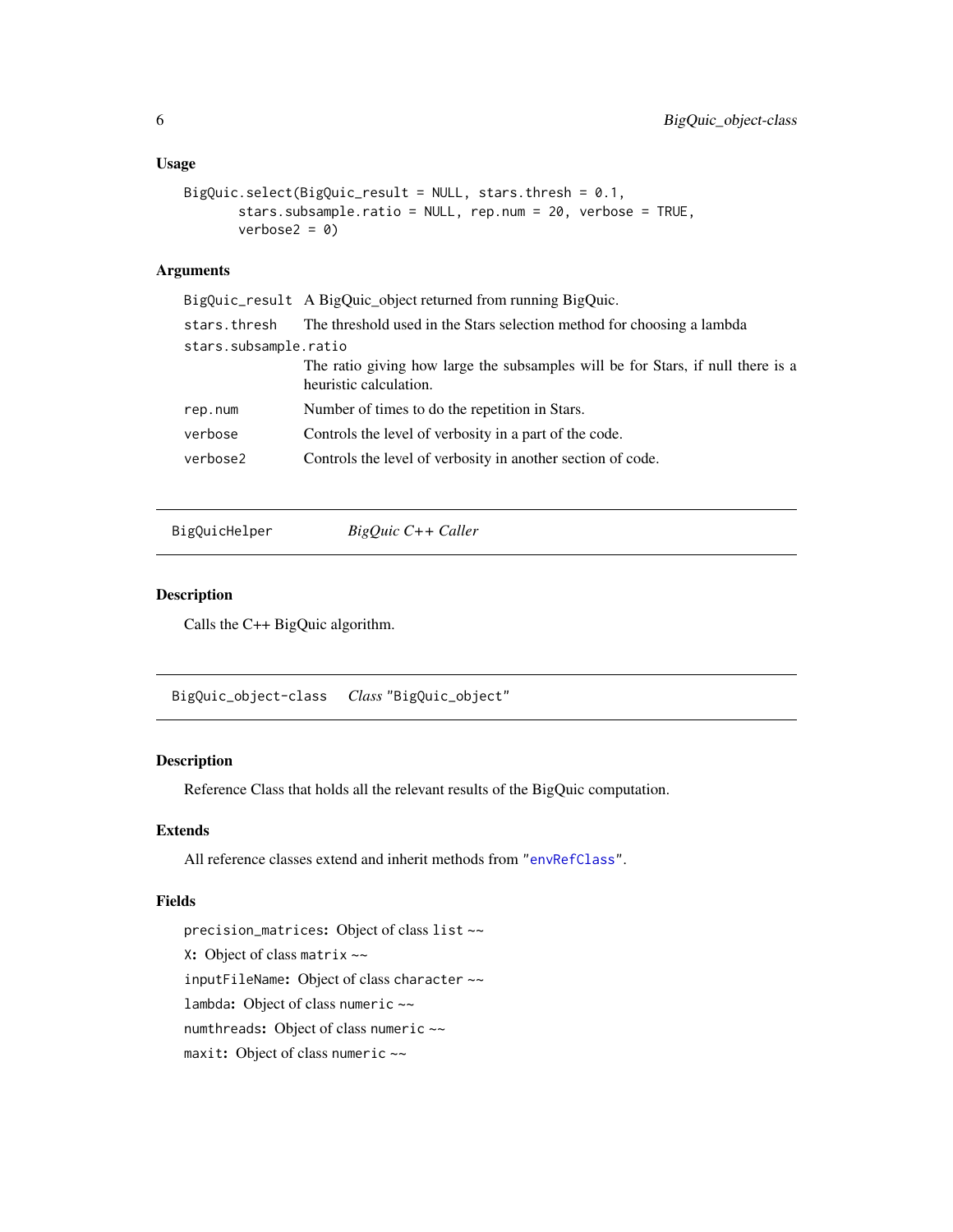### Usage

```
BigQuic.select(BigQuic_result = NULL, stars.thresh = 0.1,
       stars.subsample.ratio = NULL, rep.num = 20, verbose = TRUE,
       verbose2 = 0)
```

### Arguments

| | |
|---|---|
| `BigQuic_result` | A BigQuic_object returned from running BigQuic. |
| `stars.thresh` | The threshold used in the Stars selection method for choosing a lambda |
| `stars.subsample.ratio` | The ratio giving how large the subsamples will be for Stars, if null there is a heuristic calculation. |
| `rep.num` | Number of times to do the repetition in Stars. |
| `verbose` | Controls the level of verbosity in a part of the code. |
| `verbose2` | Controls the level of verbosity in another section of code. |

---

## `BigQuicHelper` *BigQuic C++ Caller*

### Description

Calls the C++ BigQuic algorithm.

---

## `BigQuic_object-class` *Class* "BigQuic_object"

### Description

Reference Class that holds all the relevant results of the BigQuic computation.

### Extends

All reference classes extend and inherit methods from "`envRefClass`".

### Fields

`precision_matrices`: Object of class `list` ~~

`X`: Object of class `matrix` ~~

`inputFileName`: Object of class `character` ~~

`lambda`: Object of class `numeric` ~~

`numthreads`: Object of class `numeric` ~~

`maxit`: Object of class `numeric` ~~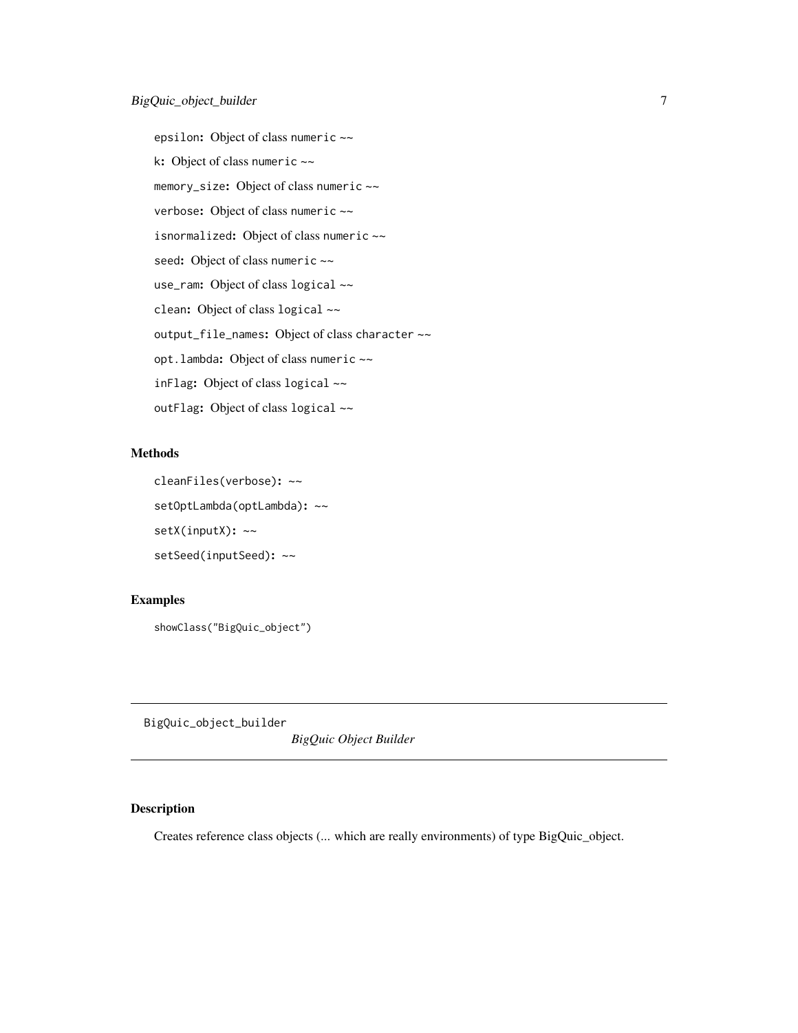`epsilon`: Object of class `numeric` ~~

`k`: Object of class `numeric` ~~

`memory_size`: Object of class `numeric` ~~

`verbose`: Object of class `numeric` ~~

`isnormalized`: Object of class `numeric` ~~

`seed`: Object of class `numeric` ~~

`use_ram`: Object of class `logical` ~~

`clean`: Object of class `logical` ~~

`output_file_names`: Object of class `character` ~~

`opt.lambda`: Object of class `numeric` ~~

`inFlag`: Object of class `logical` ~~

`outFlag`: Object of class `logical` ~~

## Methods

`cleanFiles(verbose)`: ~~

`setOptLambda(optLambda)`: ~~

`setX(inputX)`: ~~

`setSeed(inputSeed)`: ~~

## Examples

```
showClass("BigQuic_object")
```

---

# BigQuic_object_builder — *BigQuic Object Builder*

---

## Description

Creates reference class objects (... which are really environments) of type BigQuic_object.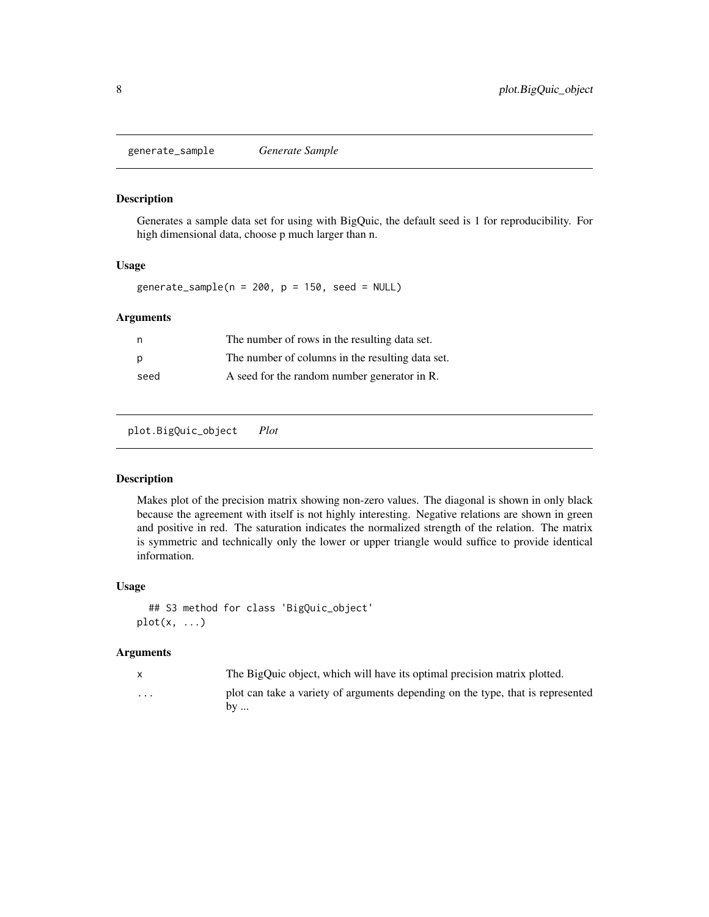## generate_sample *Generate Sample*

### Description

Generates a sample data set for using with BigQuic, the default seed is 1 for reproducibility. For high dimensional data, choose p much larger than n.

### Usage

```
generate_sample(n = 200, p = 150, seed = NULL)
```

### Arguments

| | |
|---|---|
| n | The number of rows in the resulting data set. |
| p | The number of columns in the resulting data set. |
| seed | A seed for the random number generator in R. |

## plot.BigQuic_object *Plot*

### Description

Makes plot of the precision matrix showing non-zero values. The diagonal is shown in only black because the agreement with itself is not highly interesting. Negative relations are shown in green and positive in red. The saturation indicates the normalized strength of the relation. The matrix is symmetric and technically only the lower or upper triangle would suffice to provide identical information.

### Usage

```
  ## S3 method for class 'BigQuic_object'
plot(x, ...)
```

### Arguments

| | |
|---|---|
| x | The BigQuic object, which will have its optimal precision matrix plotted. |
| ... | plot can take a variety of arguments depending on the type, that is represented by ... |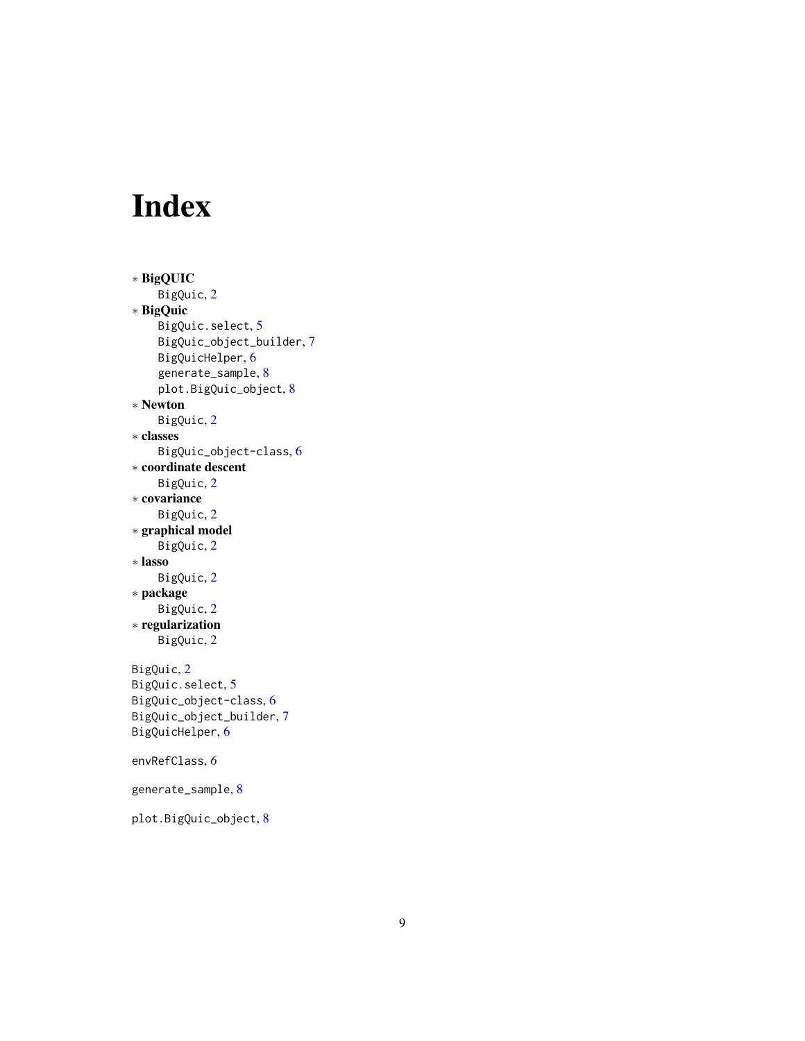# Index

∗ **BigQUIC**
  `BigQuic`, 2

∗ **BigQuic**
  `BigQuic.select`, 5
  `BigQuic_object_builder`, 7
  `BigQuicHelper`, 6
  `generate_sample`, 8
  `plot.BigQuic_object`, 8

∗ **Newton**
  `BigQuic`, 2

∗ **classes**
  `BigQuic_object-class`, 6

∗ **coordinate descent**
  `BigQuic`, 2

∗ **covariance**
  `BigQuic`, 2

∗ **graphical model**
  `BigQuic`, 2

∗ **lasso**
  `BigQuic`, 2

∗ **package**
  `BigQuic`, 2

∗ **regularization**
  `BigQuic`, 2

`BigQuic`, 2
`BigQuic.select`, 5
`BigQuic_object-class`, 6
`BigQuic_object_builder`, 7
`BigQuicHelper`, 6

`envRefClass`, *6*

`generate_sample`, 8

`plot.BigQuic_object`, 8